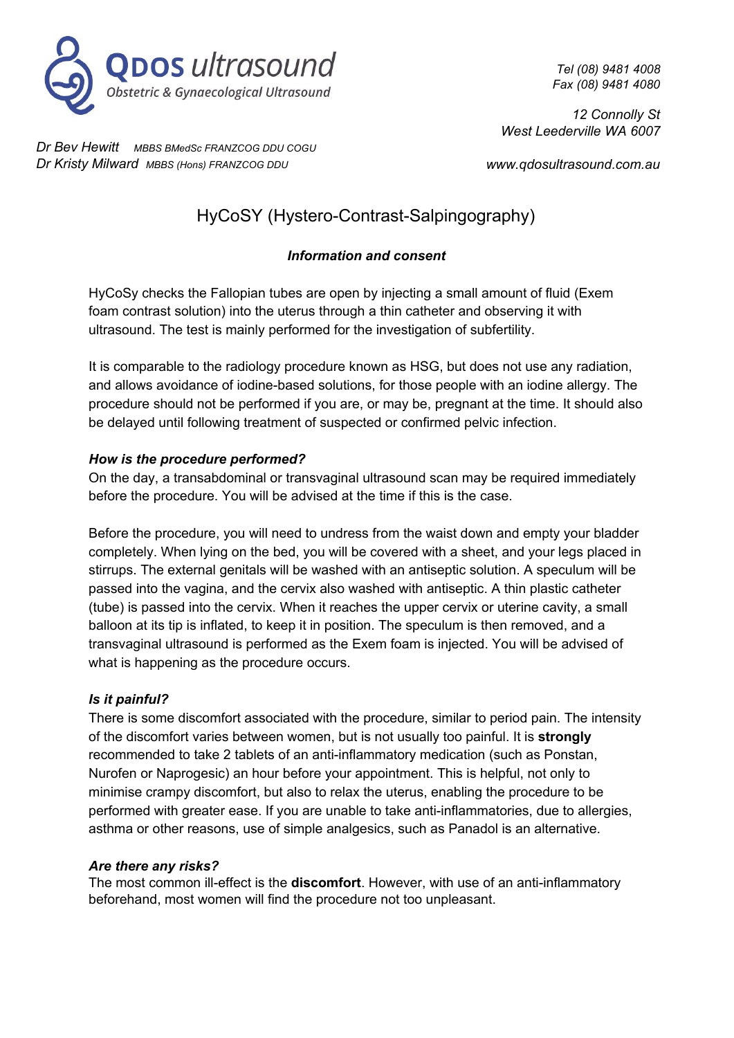**QDOS ultrasound**
*Obstetric & Gynaecological Ultrasound*

*Tel (08) 9481 4008*
*Fax (08) 9481 4080*

*12 Connolly St*
*West Leederville WA 6007*

*Dr Bev Hewitt* *MBBS BMedSc FRANZCOG DDU COGU*
*Dr Kristy Milward* *MBBS (Hons) FRANZCOG DDU*

*www.qdosultrasound.com.au*

# HyCoSY (Hystero-Contrast-Salpingography)

***Information and consent***

HyCoSy checks the Fallopian tubes are open by injecting a small amount of fluid (Exem foam contrast solution) into the uterus through a thin catheter and observing it with ultrasound. The test is mainly performed for the investigation of subfertility.

It is comparable to the radiology procedure known as HSG, but does not use any radiation, and allows avoidance of iodine-based solutions, for those people with an iodine allergy. The procedure should not be performed if you are, or may be, pregnant at the time. It should also be delayed until following treatment of suspected or confirmed pelvic infection.

***How is the procedure performed?***

On the day, a transabdominal or transvaginal ultrasound scan may be required immediately before the procedure. You will be advised at the time if this is the case.

Before the procedure, you will need to undress from the waist down and empty your bladder completely. When lying on the bed, you will be covered with a sheet, and your legs placed in stirrups. The external genitals will be washed with an antiseptic solution. A speculum will be passed into the vagina, and the cervix also washed with antiseptic. A thin plastic catheter (tube) is passed into the cervix. When it reaches the upper cervix or uterine cavity, a small balloon at its tip is inflated, to keep it in position. The speculum is then removed, and a transvaginal ultrasound is performed as the Exem foam is injected. You will be advised of what is happening as the procedure occurs.

***Is it painful?***

There is some discomfort associated with the procedure, similar to period pain. The intensity of the discomfort varies between women, but is not usually too painful. It is **strongly** recommended to take 2 tablets of an anti-inflammatory medication (such as Ponstan, Nurofen or Naprogesic) an hour before your appointment. This is helpful, not only to minimise crampy discomfort, but also to relax the uterus, enabling the procedure to be performed with greater ease. If you are unable to take anti-inflammatories, due to allergies, asthma or other reasons, use of simple analgesics, such as Panadol is an alternative.

***Are there any risks?***

The most common ill-effect is the **discomfort**. However, with use of an anti-inflammatory beforehand, most women will find the procedure not too unpleasant.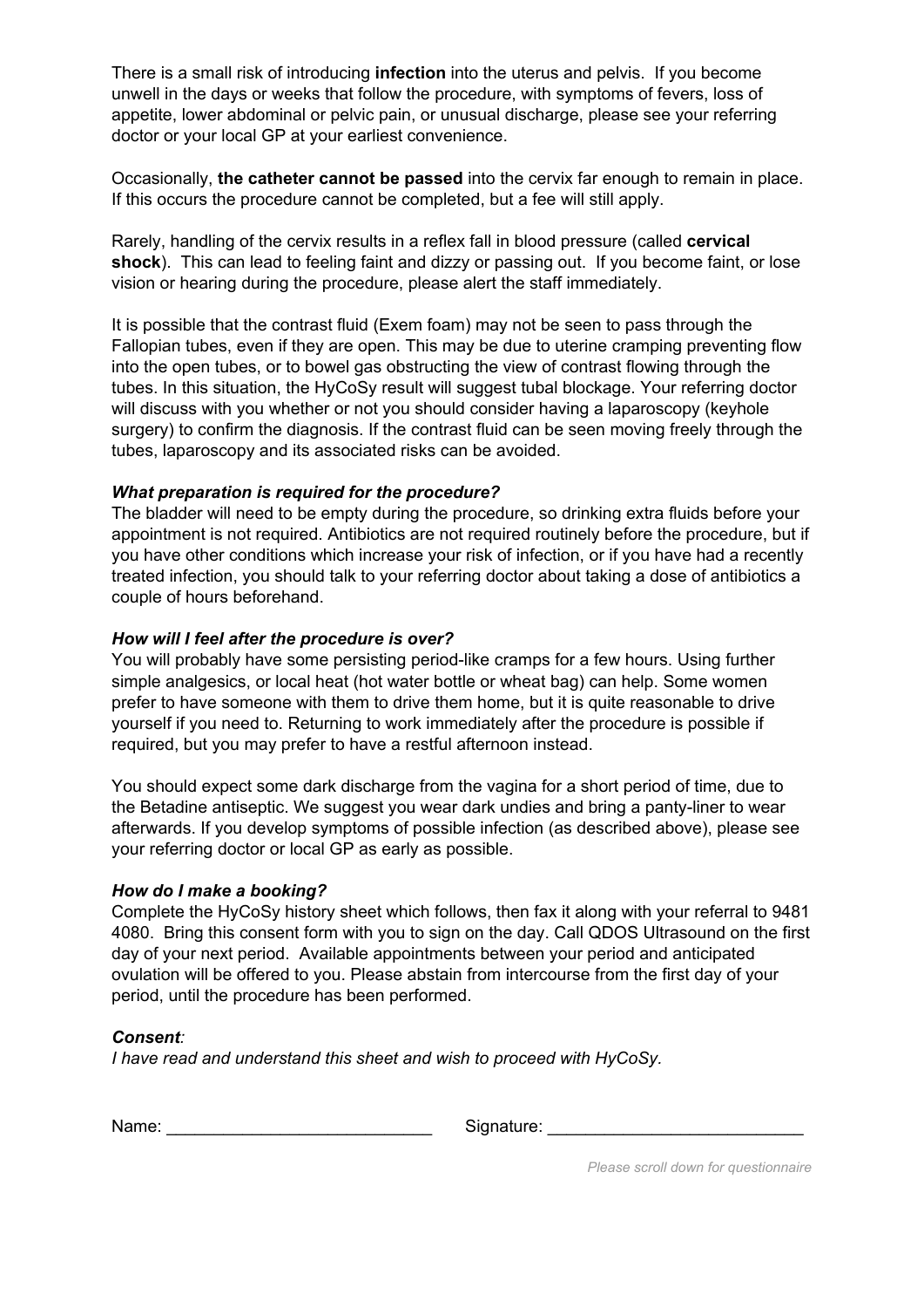There is a small risk of introducing **infection** into the uterus and pelvis. If you become unwell in the days or weeks that follow the procedure, with symptoms of fevers, loss of appetite, lower abdominal or pelvic pain, or unusual discharge, please see your referring doctor or your local GP at your earliest convenience.

Occasionally, **the catheter cannot be passed** into the cervix far enough to remain in place. If this occurs the procedure cannot be completed, but a fee will still apply.

Rarely, handling of the cervix results in a reflex fall in blood pressure (called **cervical shock**). This can lead to feeling faint and dizzy or passing out. If you become faint, or lose vision or hearing during the procedure, please alert the staff immediately.

It is possible that the contrast fluid (Exem foam) may not be seen to pass through the Fallopian tubes, even if they are open. This may be due to uterine cramping preventing flow into the open tubes, or to bowel gas obstructing the view of contrast flowing through the tubes. In this situation, the HyCoSy result will suggest tubal blockage. Your referring doctor will discuss with you whether or not you should consider having a laparoscopy (keyhole surgery) to confirm the diagnosis. If the contrast fluid can be seen moving freely through the tubes, laparoscopy and its associated risks can be avoided.

***What preparation is required for the procedure?***

The bladder will need to be empty during the procedure, so drinking extra fluids before your appointment is not required. Antibiotics are not required routinely before the procedure, but if you have other conditions which increase your risk of infection, or if you have had a recently treated infection, you should talk to your referring doctor about taking a dose of antibiotics a couple of hours beforehand.

***How will I feel after the procedure is over?***

You will probably have some persisting period-like cramps for a few hours. Using further simple analgesics, or local heat (hot water bottle or wheat bag) can help. Some women prefer to have someone with them to drive them home, but it is quite reasonable to drive yourself if you need to. Returning to work immediately after the procedure is possible if required, but you may prefer to have a restful afternoon instead.

You should expect some dark discharge from the vagina for a short period of time, due to the Betadine antiseptic. We suggest you wear dark undies and bring a panty-liner to wear afterwards. If you develop symptoms of possible infection (as described above), please see your referring doctor or local GP as early as possible.

***How do I make a booking?***

Complete the HyCoSy history sheet which follows, then fax it along with your referral to 9481 4080. Bring this consent form with you to sign on the day. Call QDOS Ultrasound on the first day of your next period. Available appointments between your period and anticipated ovulation will be offered to you. Please abstain from intercourse from the first day of your period, until the procedure has been performed.

***Consent:***

*I have read and understand this sheet and wish to proceed with HyCoSy.*

Name: ____________________________ Signature: ___________________________

*Please scroll down for questionnaire*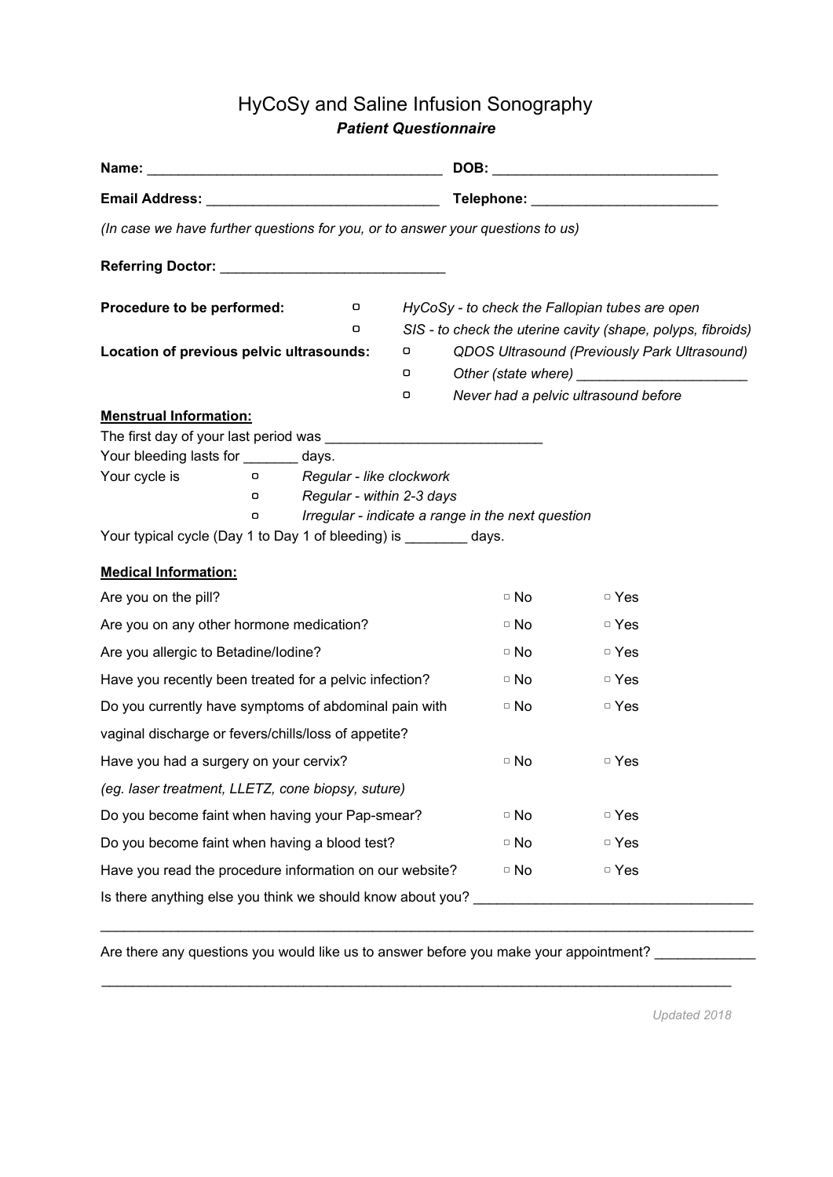# HyCoSy and Saline Infusion Sonography

## *Patient Questionnaire*

**Name:** _____________________________________ **DOB:** _____________________________

**Email Address:** ______________________________ **Telephone:** _______________________

*(In case we have further questions for you, or to answer your questions to us)*

**Referring Doctor:** ____________________________

**Procedure to be performed:**

- ▫ *HyCoSy - to check the Fallopian tubes are open*
- ▫ *SIS - to check the uterine cavity (shape, polyps, fibroids)*

**Location of previous pelvic ultrasounds:**

- ▫ *QDOS Ultrasound (Previously Park Ultrasound)*
- ▫ *Other (state where)* ______________________
- ▫ *Never had a pelvic ultrasound before*

**Menstrual Information:**

The first day of your last period was ____________________________

Your bleeding lasts for _______ days.

Your cycle is

- ▫ *Regular - like clockwork*
- ▫ *Regular - within 2-3 days*
- ▫ *Irregular - indicate a range in the next question*

Your typical cycle (Day 1 to Day 1 of bleeding) is ________ days.

**Medical Information:**

| | | |
|---|---|---|
| Are you on the pill? | ▫ No | ▫ Yes |
| Are you on any other hormone medication? | ▫ No | ▫ Yes |
| Are you allergic to Betadine/Iodine? | ▫ No | ▫ Yes |
| Have you recently been treated for a pelvic infection? | ▫ No | ▫ Yes |
| Do you currently have symptoms of abdominal pain with vaginal discharge or fevers/chills/loss of appetite? | ▫ No | ▫ Yes |
| Have you had a surgery on your cervix? *(eg. laser treatment, LLETZ, cone biopsy, suture)* | ▫ No | ▫ Yes |
| Do you become faint when having your Pap-smear? | ▫ No | ▫ Yes |
| Do you become faint when having a blood test? | ▫ No | ▫ Yes |
| Have you read the procedure information on our website? | ▫ No | ▫ Yes |

Is there anything else you think we should know about you? ___________________________________

_____________________________________________________________________________________

Are there any questions you would like us to answer before you make your appointment? ____________

_____________________________________________________________________________________

*Updated 2018*